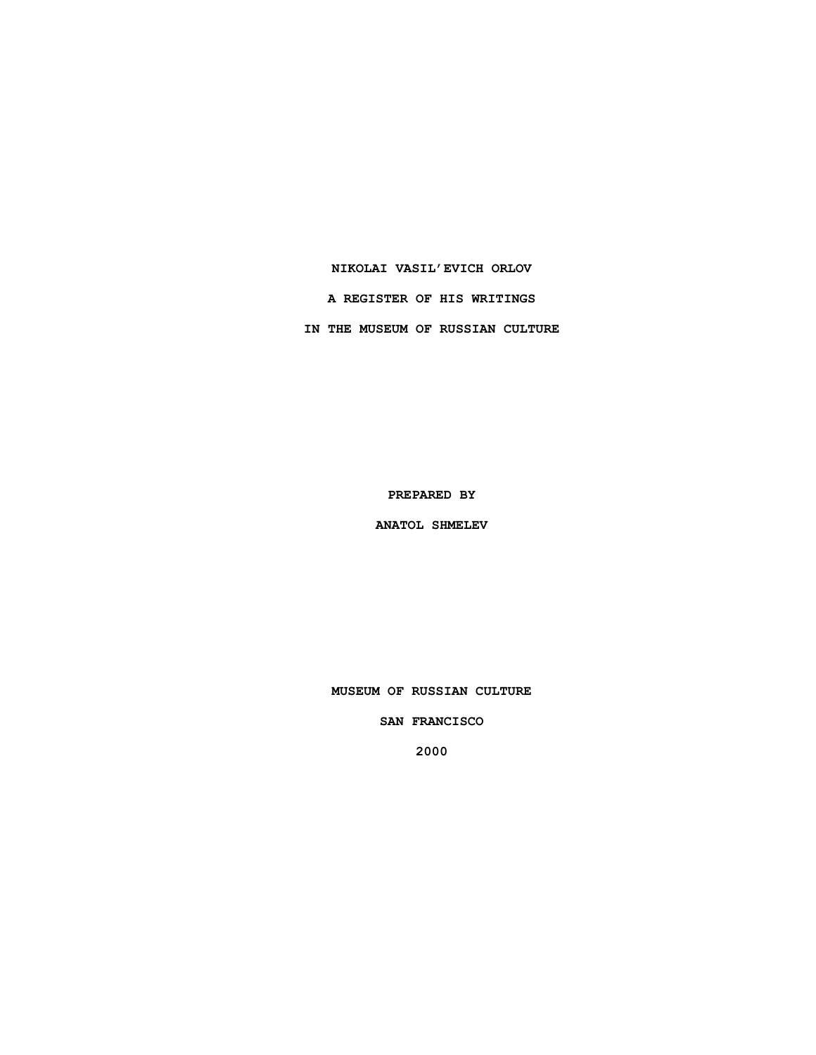# NIKOLAI VASIL'EVICH ORLOV

## A REGISTER OF HIS WRITINGS

## IN THE MUSEUM OF RUSSIAN CULTURE

**PREPARED BY**

**ANATOL SHMELEV**

**MUSEUM OF RUSSIAN CULTURE**

**SAN FRANCISCO**

**2000**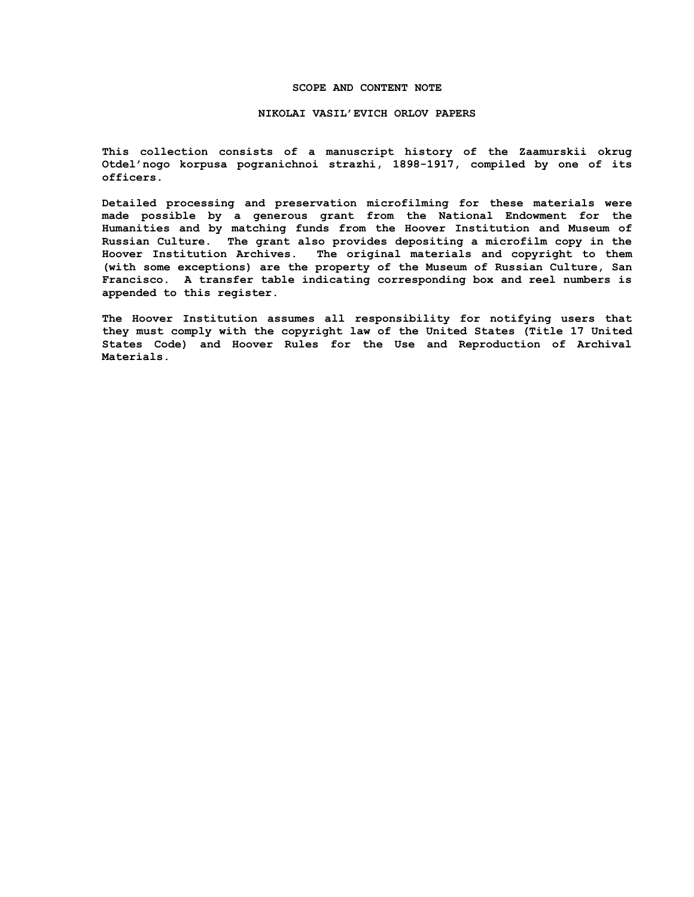## SCOPE AND CONTENT NOTE

## NIKOLAI VASIL'EVICH ORLOV PAPERS

This collection consists of a manuscript history of the Zaamurskii okrug Otdel'nogo korpusa pogranichnoi strazhi, 1898-1917, compiled by one of its officers.

Detailed processing and preservation microfilming for these materials were made possible by a generous grant from the National Endowment for the Humanities and by matching funds from the Hoover Institution and Museum of Russian Culture. The grant also provides depositing a microfilm copy in the Hoover Institution Archives. The original materials and copyright to them (with some exceptions) are the property of the Museum of Russian Culture, San Francisco. A transfer table indicating corresponding box and reel numbers is appended to this register.

The Hoover Institution assumes all responsibility for notifying users that they must comply with the copyright law of the United States (Title 17 United States Code) and Hoover Rules for the Use and Reproduction of Archival Materials.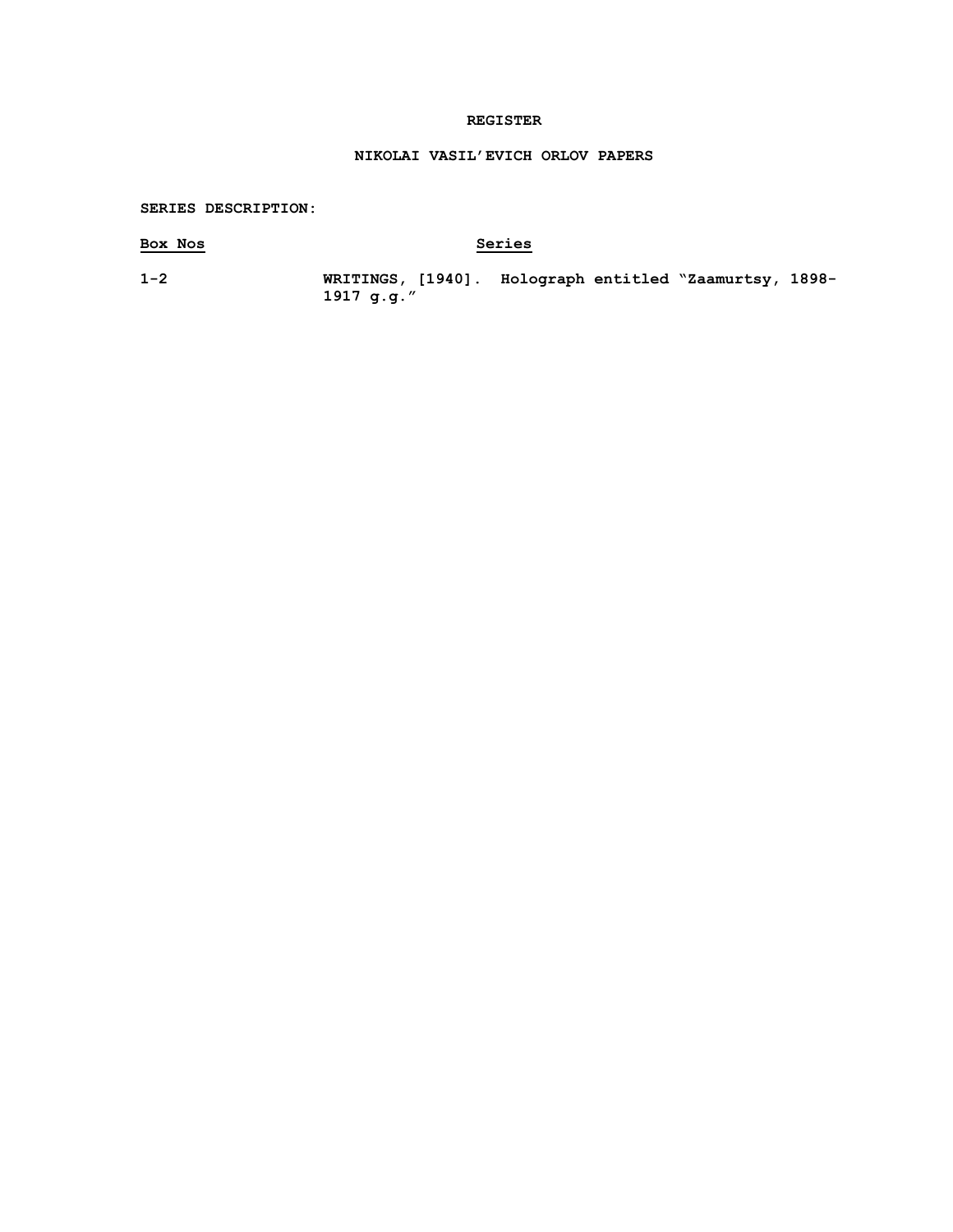**REGISTER**

**NIKOLAI VASIL'EVICH ORLOV PAPERS**

**SERIES DESCRIPTION:**

| Box Nos | Series |
|---|---|
| 1-2 | WRITINGS, [1940]. Holograph entitled "Zaamurtsy, 1898-1917 g.g." |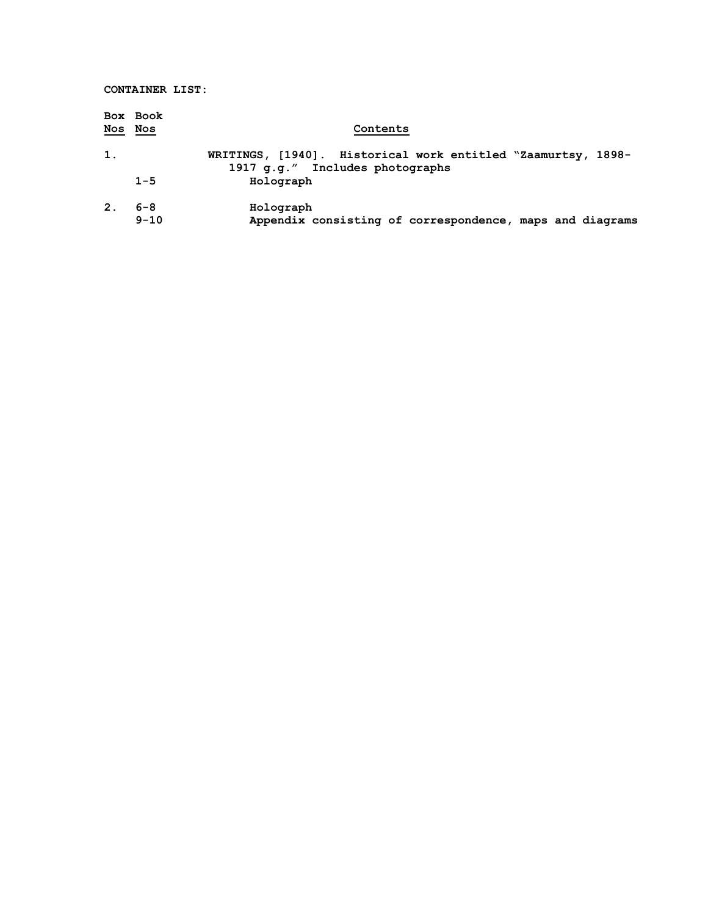**CONTAINER LIST:**

| Box Nos | Book Nos | Contents |
| --- | --- | --- |
| 1. | | WRITINGS, [1940]. Historical work entitled "Zaamurtsy, 1898-1917 g.g." Includes photographs |
| | 1-5 | Holograph |
| 2. | 6-8 | Holograph |
| | 9-10 | Appendix consisting of correspondence, maps and diagrams |